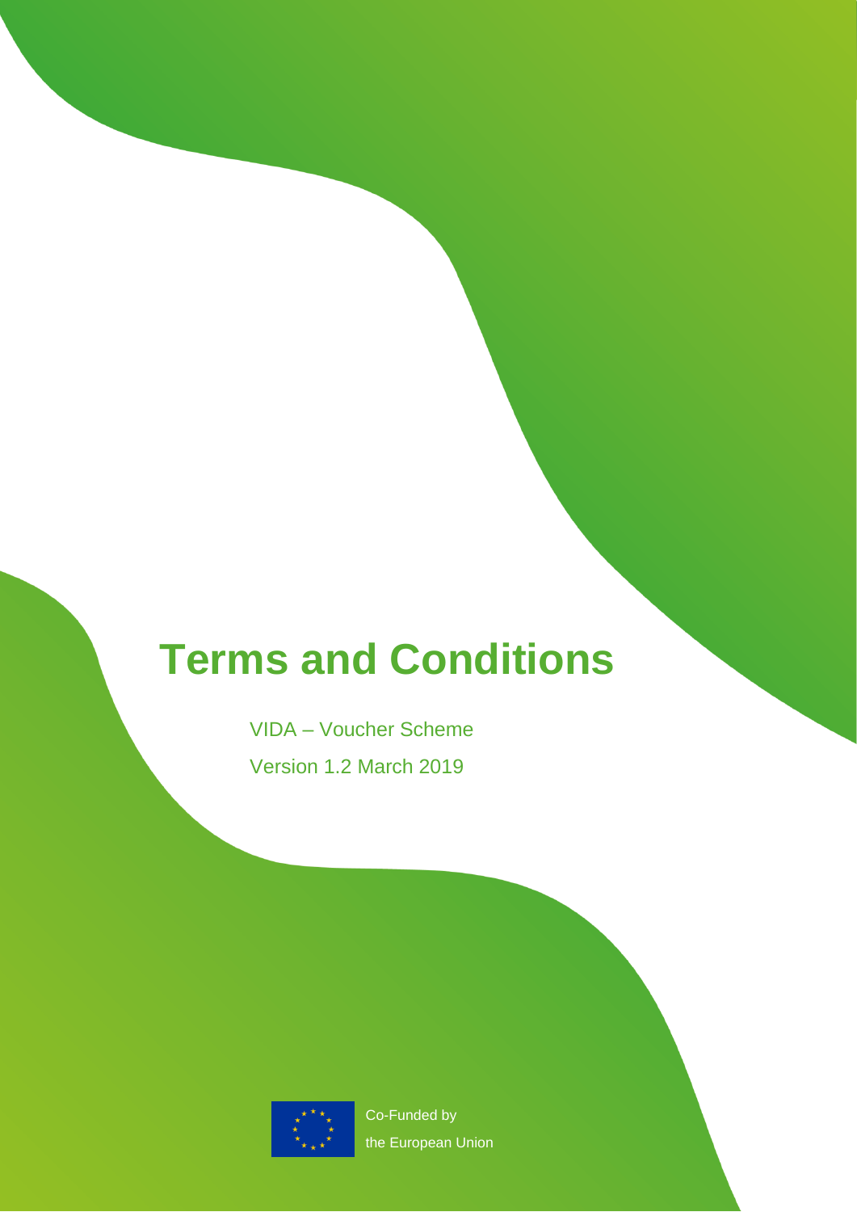# Terms and Conditions

VIDA – Voucher Scheme

Version 1.2 March 2019

Co-Funded by

the European Union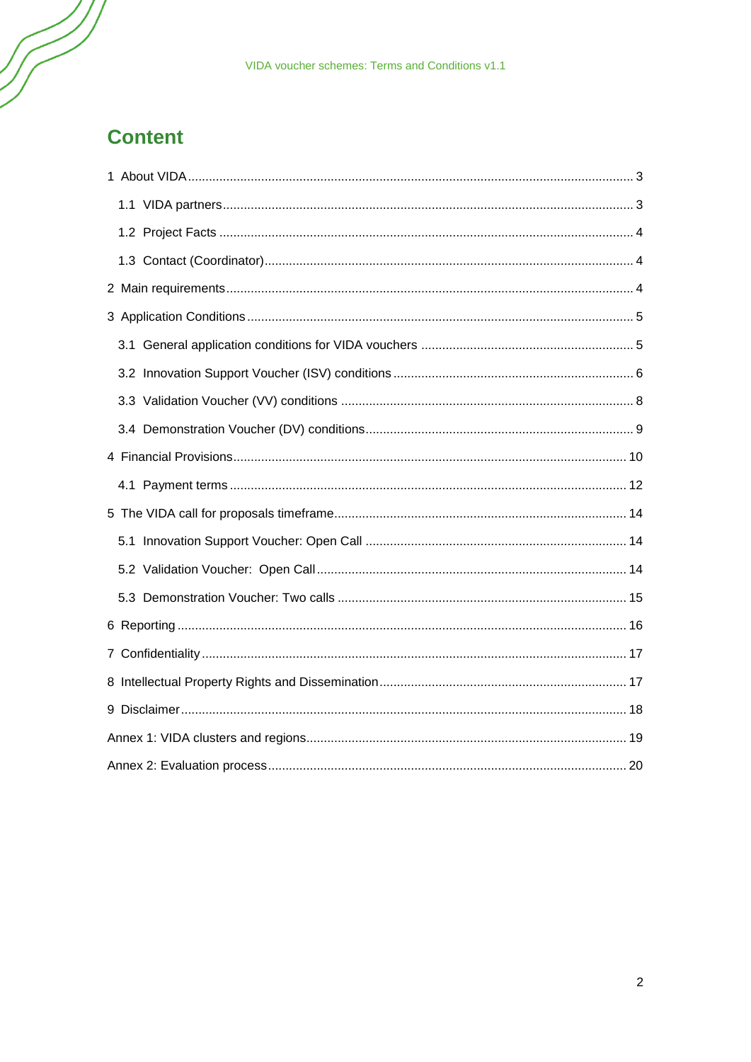# Content

1 About VIDA .............................................................................................................................. 3

1.1 VIDA partners .................................................................................................................... 3

1.2 Project Facts ...................................................................................................................... 4

1.3 Contact (Coordinator) ......................................................................................................... 4

2 Main requirements ................................................................................................................... 4

3 Application Conditions ............................................................................................................. 5

3.1 General application conditions for VIDA vouchers ............................................................ 5

3.2 Innovation Support Voucher (ISV) conditions .................................................................... 6

3.3 Validation Voucher (VV) conditions ................................................................................... 8

3.4 Demonstration Voucher (DV) conditions ............................................................................ 9

4 Financial Provisions ............................................................................................................... 10

4.1 Payment terms ................................................................................................................ 12

5 The VIDA call for proposals timeframe ................................................................................... 14

5.1 Innovation Support Voucher: Open Call .......................................................................... 14

5.2 Validation Voucher: Open Call ........................................................................................ 14

5.3 Demonstration Voucher: Two calls .................................................................................. 15

6 Reporting ............................................................................................................................... 16

7 Confidentiality ........................................................................................................................ 17

8 Intellectual Property Rights and Dissemination ...................................................................... 17

9 Disclaimer .............................................................................................................................. 18

Annex 1: VIDA clusters and regions ........................................................................................... 19

Annex 2: Evaluation process ..................................................................................................... 20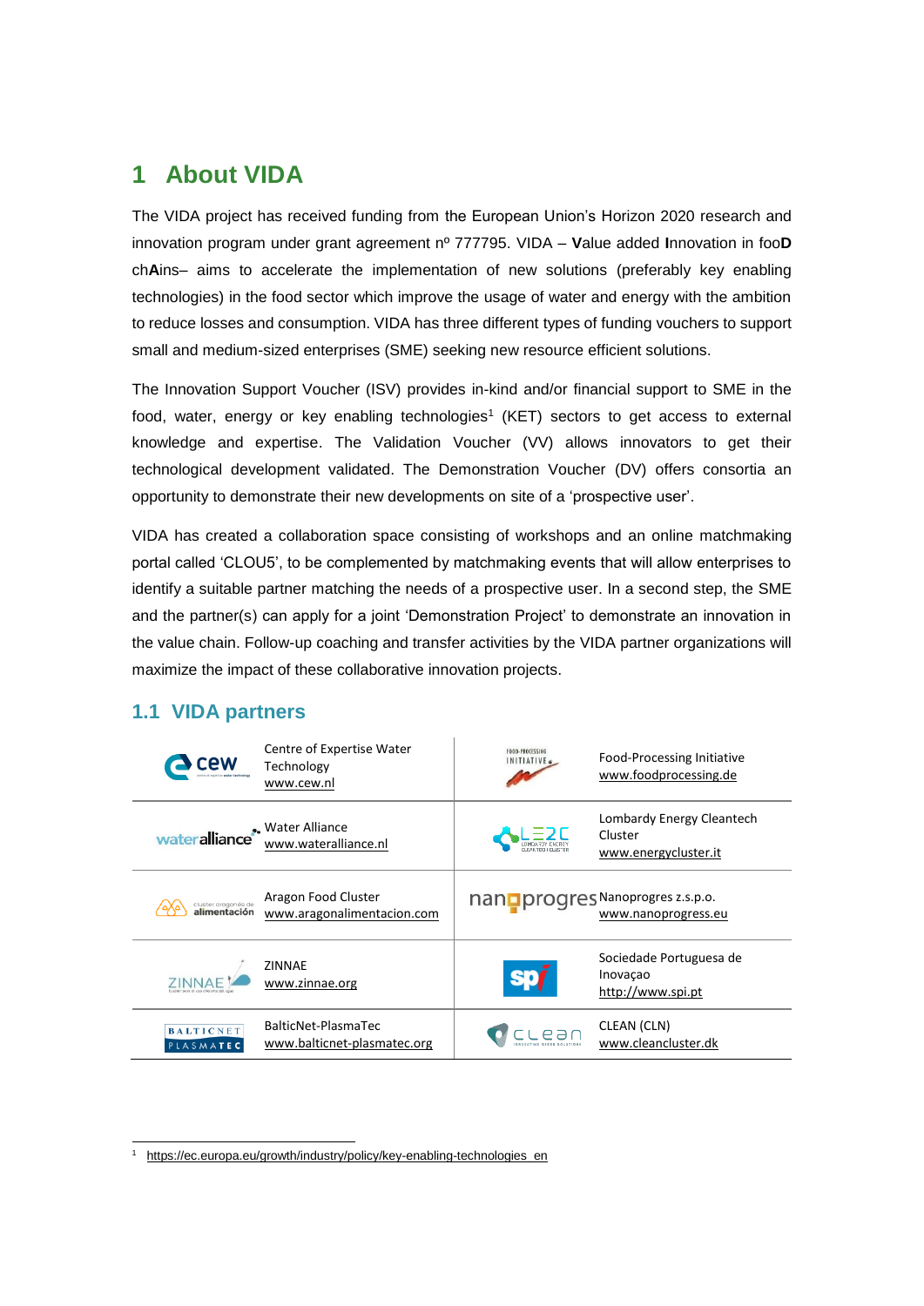# 1 About VIDA

The VIDA project has received funding from the European Union's Horizon 2020 research and innovation program under grant agreement nº 777795. VIDA – **V**alue added **I**nnovation in foo**D** ch**A**ins– aims to accelerate the implementation of new solutions (preferably key enabling technologies) in the food sector which improve the usage of water and energy with the ambition to reduce losses and consumption. VIDA has three different types of funding vouchers to support small and medium-sized enterprises (SME) seeking new resource efficient solutions.

The Innovation Support Voucher (ISV) provides in-kind and/or financial support to SME in the food, water, energy or key enabling technologies[1] (KET) sectors to get access to external knowledge and expertise. The Validation Voucher (VV) allows innovators to get their technological development validated. The Demonstration Voucher (DV) offers consortia an opportunity to demonstrate their new developments on site of a 'prospective user'.

VIDA has created a collaboration space consisting of workshops and an online matchmaking portal called 'CLOU5', to be complemented by matchmaking events that will allow enterprises to identify a suitable partner matching the needs of a prospective user. In a second step, the SME and the partner(s) can apply for a joint 'Demonstration Project' to demonstrate an innovation in the value chain. Follow-up coaching and transfer activities by the VIDA partner organizations will maximize the impact of these collaborative innovation projects.

## 1.1 VIDA partners

| | | | |
|---|---|---|---|
| cew | Centre of Expertise Water Technology www.cew.nl | Food-Processing Initiative | Food-Processing Initiative www.foodprocessing.de |
| wateralliance | Water Alliance www.wateralliance.nl | LE2C | Lombardy Energy Cleantech Cluster www.energycluster.it |
| cluster aragonés de alimentación | Aragon Food Cluster www.aragonalimentacion.com | nanoprogres | Nanoprogres z.s.p.o. www.nanoprogress.eu |
| ZINNAE | ZINNAE www.zinnae.org | spi | Sociedade Portuguesa de Inovaçao http://www.spi.pt |
| BALTICNET PLASMATEC | BalticNet-PlasmaTec www.balticnet-plasmatec.org | clean | CLEAN (CLN) www.cleancluster.dk |

[1] https://ec.europa.eu/growth/industry/policy/key-enabling-technologies_en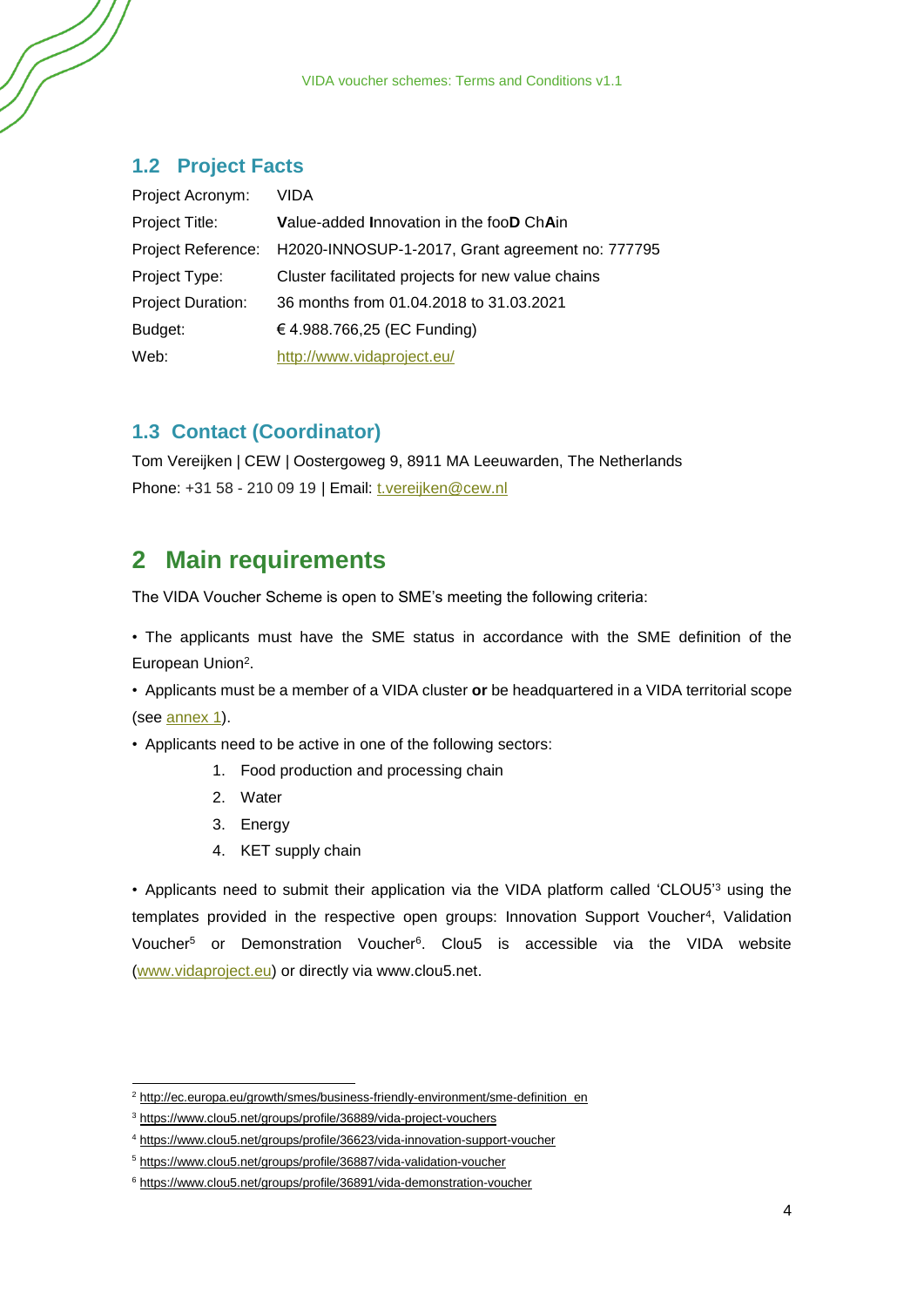## 1.2 Project Facts

| | |
|---|---|
| Project Acronym: | VIDA |
| Project Title: | **V**alue-added **I**nnovation in the foo**D** Ch**A**in |
| Project Reference: | H2020-INNOSUP-1-2017, Grant agreement no: 777795 |
| Project Type: | Cluster facilitated projects for new value chains |
| Project Duration: | 36 months from 01.04.2018 to 31.03.2021 |
| Budget: | € 4.988.766,25 (EC Funding) |
| Web: | http://www.vidaproject.eu/ |

## 1.3 Contact (Coordinator)

Tom Vereijken | CEW | Oostergoweg 9, 8911 MA Leeuwarden, The Netherlands
Phone: +31 58 - 210 09 19 | Email: t.vereijken@cew.nl

# 2 Main requirements

The VIDA Voucher Scheme is open to SME's meeting the following criteria:

• The applicants must have the SME status in accordance with the SME definition of the European Union[2].

• Applicants must be a member of a VIDA cluster **or** be headquartered in a VIDA territorial scope (see annex 1).

• Applicants need to be active in one of the following sectors:

1. Food production and processing chain
2. Water
3. Energy
4. KET supply chain

• Applicants need to submit their application via the VIDA platform called 'CLOU5'[3] using the templates provided in the respective open groups: Innovation Support Voucher[4], Validation Voucher[5] or Demonstration Voucher[6]. Clou5 is accessible via the VIDA website (www.vidaproject.eu) or directly via www.clou5.net.

---

[2] http://ec.europa.eu/growth/smes/business-friendly-environment/sme-definition_en

[3] https://www.clou5.net/groups/profile/36889/vida-project-vouchers

[4] https://www.clou5.net/groups/profile/36623/vida-innovation-support-voucher

[5] https://www.clou5.net/groups/profile/36887/vida-validation-voucher

[6] https://www.clou5.net/groups/profile/36891/vida-demonstration-voucher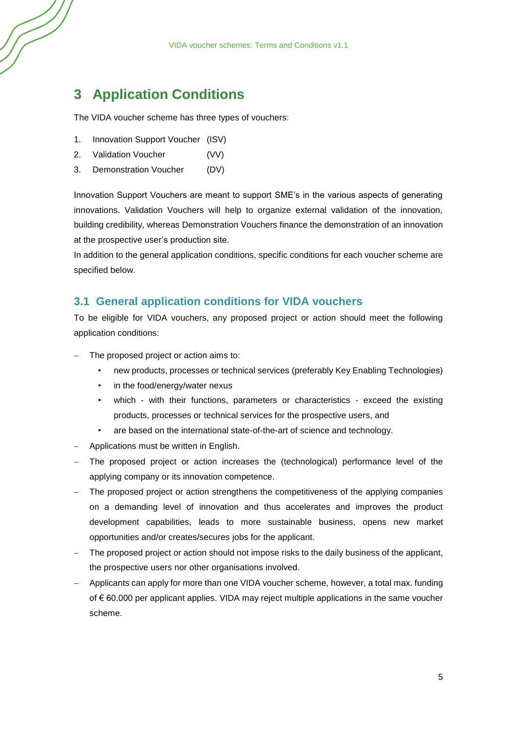# 3 Application Conditions

The VIDA voucher scheme has three types of vouchers:

1. Innovation Support Voucher (ISV)
2. Validation Voucher (VV)
3. Demonstration Voucher (DV)

Innovation Support Vouchers are meant to support SME's in the various aspects of generating innovations. Validation Vouchers will help to organize external validation of the innovation, building credibility, whereas Demonstration Vouchers finance the demonstration of an innovation at the prospective user's production site.

In addition to the general application conditions, specific conditions for each voucher scheme are specified below.

## 3.1 General application conditions for VIDA vouchers

To be eligible for VIDA vouchers, any proposed project or action should meet the following application conditions:

- The proposed project or action aims to:
  - new products, processes or technical services (preferably Key Enabling Technologies)
  - in the food/energy/water nexus
  - which - with their functions, parameters or characteristics - exceed the existing products, processes or technical services for the prospective users, and
  - are based on the international state-of-the-art of science and technology.
- Applications must be written in English.
- The proposed project or action increases the (technological) performance level of the applying company or its innovation competence.
- The proposed project or action strengthens the competitiveness of the applying companies on a demanding level of innovation and thus accelerates and improves the product development capabilities, leads to more sustainable business, opens new market opportunities and/or creates/secures jobs for the applicant.
- The proposed project or action should not impose risks to the daily business of the applicant, the prospective users nor other organisations involved.
- Applicants can apply for more than one VIDA voucher scheme, however, a total max. funding of € 60.000 per applicant applies. VIDA may reject multiple applications in the same voucher scheme.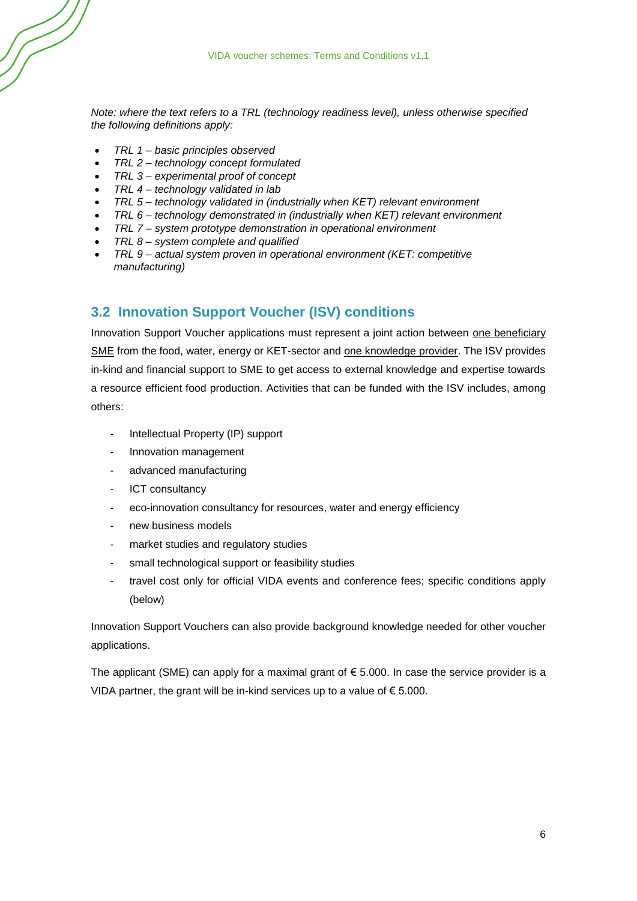*Note: where the text refers to a TRL (technology readiness level), unless otherwise specified the following definitions apply:*

- *TRL 1 – basic principles observed*
- *TRL 2 – technology concept formulated*
- *TRL 3 – experimental proof of concept*
- *TRL 4 – technology validated in lab*
- *TRL 5 – technology validated in (industrially when KET) relevant environment*
- *TRL 6 – technology demonstrated in (industrially when KET) relevant environment*
- *TRL 7 – system prototype demonstration in operational environment*
- *TRL 8 – system complete and qualified*
- *TRL 9 – actual system proven in operational environment (KET: competitive manufacturing)*

## 3.2 Innovation Support Voucher (ISV) conditions

Innovation Support Voucher applications must represent a joint action between one beneficiary SME from the food, water, energy or KET-sector and one knowledge provider. The ISV provides in-kind and financial support to SME to get access to external knowledge and expertise towards a resource efficient food production. Activities that can be funded with the ISV includes, among others:

- Intellectual Property (IP) support
- Innovation management
- advanced manufacturing
- ICT consultancy
- eco-innovation consultancy for resources, water and energy efficiency
- new business models
- market studies and regulatory studies
- small technological support or feasibility studies
- travel cost only for official VIDA events and conference fees; specific conditions apply (below)

Innovation Support Vouchers can also provide background knowledge needed for other voucher applications.

The applicant (SME) can apply for a maximal grant of € 5.000. In case the service provider is a VIDA partner, the grant will be in-kind services up to a value of € 5.000.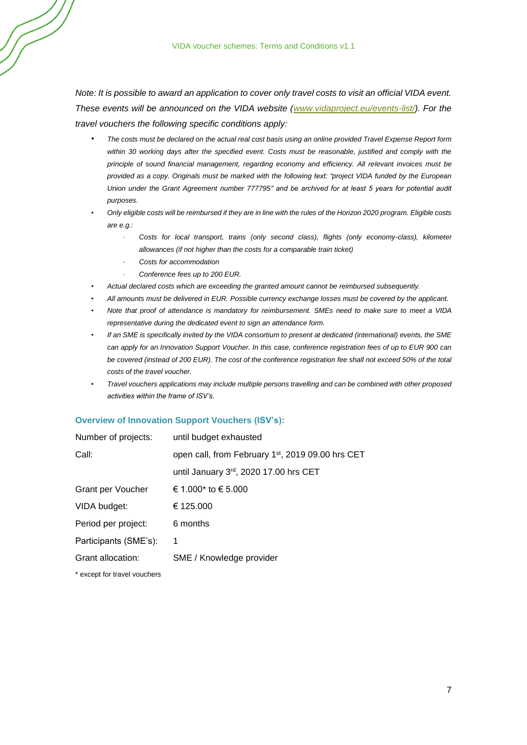*Note: It is possible to award an application to cover only travel costs to visit an official VIDA event. These events will be announced on the VIDA website ([www.vidaproject.eu/events-list/](www.vidaproject.eu/events-list/)). For the travel vouchers the following specific conditions apply:*

- *The costs must be declared on the actual real cost basis using an online provided Travel Expense Report form within 30 working days after the specified event. Costs must be reasonable, justified and comply with the principle of sound financial management, regarding economy and efficiency. All relevant invoices must be provided as a copy. Originals must be marked with the following text: "project VIDA funded by the European Union under the Grant Agreement number 777795" and be archived for at least 5 years for potential audit purposes.*
- *Only eligible costs will be reimbursed if they are in line with the rules of the Horizon 2020 program. Eligible costs are e.g.:*
    - *Costs for local transport, trains (only second class), flights (only economy-class), kilometer allowances (if not higher than the costs for a comparable train ticket)*
    - *Costs for accommodation*
    - *Conference fees up to 200 EUR.*
- *Actual declared costs which are exceeding the granted amount cannot be reimbursed subsequently.*
- *All amounts must be delivered in EUR. Possible currency exchange losses must be covered by the applicant.*
- *Note that proof of attendance is mandatory for reimbursement. SMEs need to make sure to meet a VIDA representative during the dedicated event to sign an attendance form.*
- *If an SME is specifically invited by the VIDA consortium to present at dedicated (international) events, the SME can apply for an Innovation Support Voucher. In this case, conference registration fees of up to EUR 900 can be covered (instead of 200 EUR). The cost of the conference registration fee shall not exceed 50% of the total costs of the travel voucher.*
- *Travel vouchers applications may include multiple persons travelling and can be combined with other proposed activities within the frame of ISV's.*

### Overview of Innovation Support Vouchers (ISV's):

| | |
|---|---|
| Number of projects: | until budget exhausted |
| Call: | open call, from February 1st, 2019 09.00 hrs CET until January 3rd, 2020 17.00 hrs CET |
| Grant per Voucher | € 1.000* to € 5.000 |
| VIDA budget: | € 125.000 |
| Period per project: | 6 months |
| Participants (SME's): | 1 |
| Grant allocation: | SME / Knowledge provider |

\* except for travel vouchers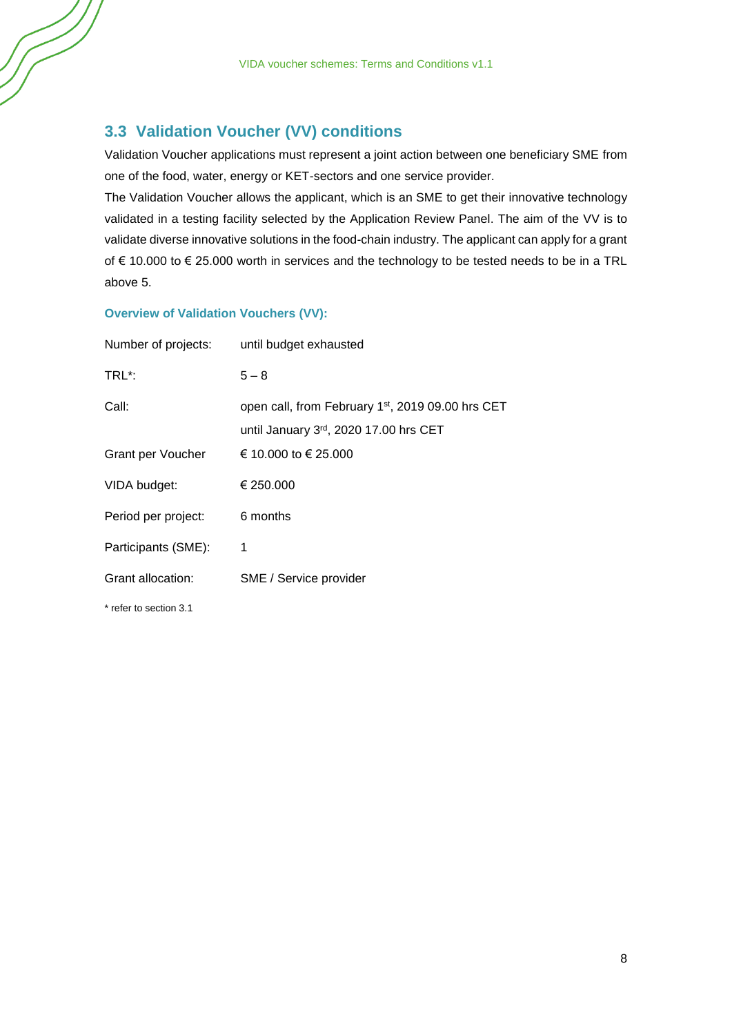## 3.3 Validation Voucher (VV) conditions

Validation Voucher applications must represent a joint action between one beneficiary SME from one of the food, water, energy or KET-sectors and one service provider.

The Validation Voucher allows the applicant, which is an SME to get their innovative technology validated in a testing facility selected by the Application Review Panel. The aim of the VV is to validate diverse innovative solutions in the food-chain industry. The applicant can apply for a grant of € 10.000 to € 25.000 worth in services and the technology to be tested needs to be in a TRL above 5.

### Overview of Validation Vouchers (VV):

| | |
|---|---|
| Number of projects: | until budget exhausted |
| TRL*: | 5 – 8 |
| Call: | open call, from February 1st, 2019 09.00 hrs CET until January 3rd, 2020 17.00 hrs CET |
| Grant per Voucher | € 10.000 to € 25.000 |
| VIDA budget: | € 250.000 |
| Period per project: | 6 months |
| Participants (SME): | 1 |
| Grant allocation: | SME / Service provider |

* refer to section 3.1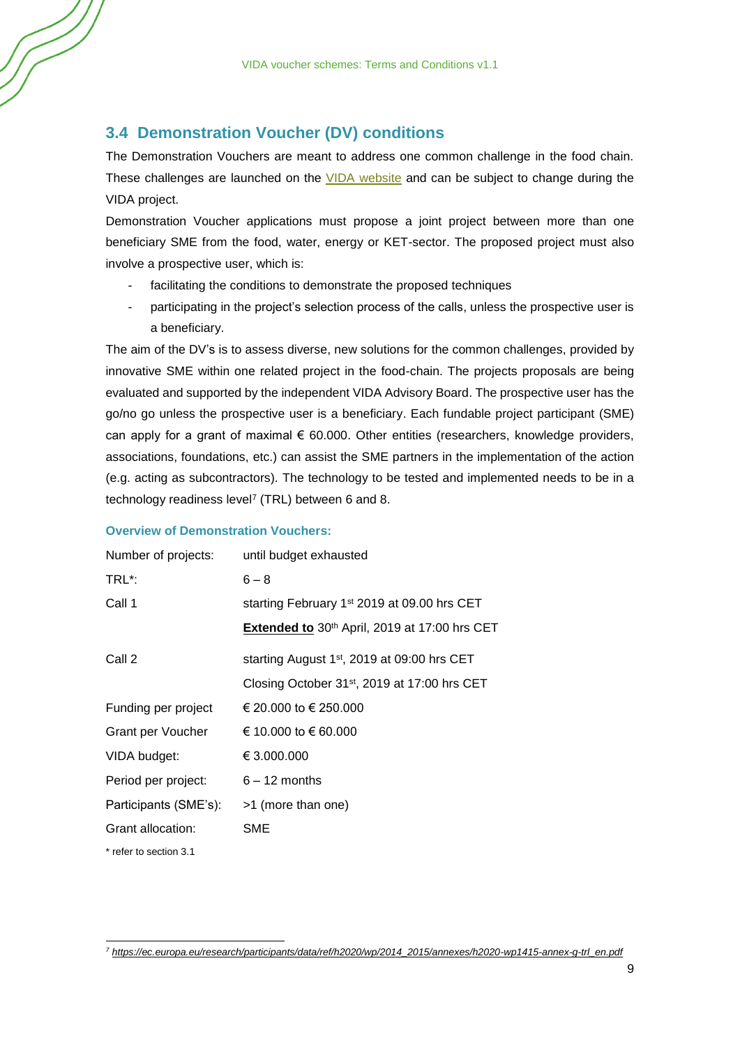## 3.4 Demonstration Voucher (DV) conditions

The Demonstration Vouchers are meant to address one common challenge in the food chain. These challenges are launched on the VIDA website and can be subject to change during the VIDA project.

Demonstration Voucher applications must propose a joint project between more than one beneficiary SME from the food, water, energy or KET-sector. The proposed project must also involve a prospective user, which is:

- facilitating the conditions to demonstrate the proposed techniques
- participating in the project's selection process of the calls, unless the prospective user is a beneficiary.

The aim of the DV's is to assess diverse, new solutions for the common challenges, provided by innovative SME within one related project in the food-chain. The projects proposals are being evaluated and supported by the independent VIDA Advisory Board. The prospective user has the go/no go unless the prospective user is a beneficiary. Each fundable project participant (SME) can apply for a grant of maximal € 60.000. Other entities (researchers, knowledge providers, associations, foundations, etc.) can assist the SME partners in the implementation of the action (e.g. acting as subcontractors). The technology to be tested and implemented needs to be in a technology readiness level[7] (TRL) between 6 and 8.

**Overview of Demonstration Vouchers:**

| | |
|---|---|
| Number of projects: | until budget exhausted |
| TRL*: | 6 – 8 |
| Call 1 | starting February 1st 2019 at 09.00 hrs CET |
| | **Extended to** 30th April, 2019 at 17:00 hrs CET |
| Call 2 | starting August 1st, 2019 at 09:00 hrs CET |
| | Closing October 31st, 2019 at 17:00 hrs CET |
| Funding per project | € 20.000 to € 250.000 |
| Grant per Voucher | € 10.000 to € 60.000 |
| VIDA budget: | € 3.000.000 |
| Period per project: | 6 – 12 months |
| Participants (SME's): | >1 (more than one) |
| Grant allocation: | SME |

\* refer to section 3.1

[7] https://ec.europa.eu/research/participants/data/ref/h2020/wp/2014_2015/annexes/h2020-wp1415-annex-g-trl_en.pdf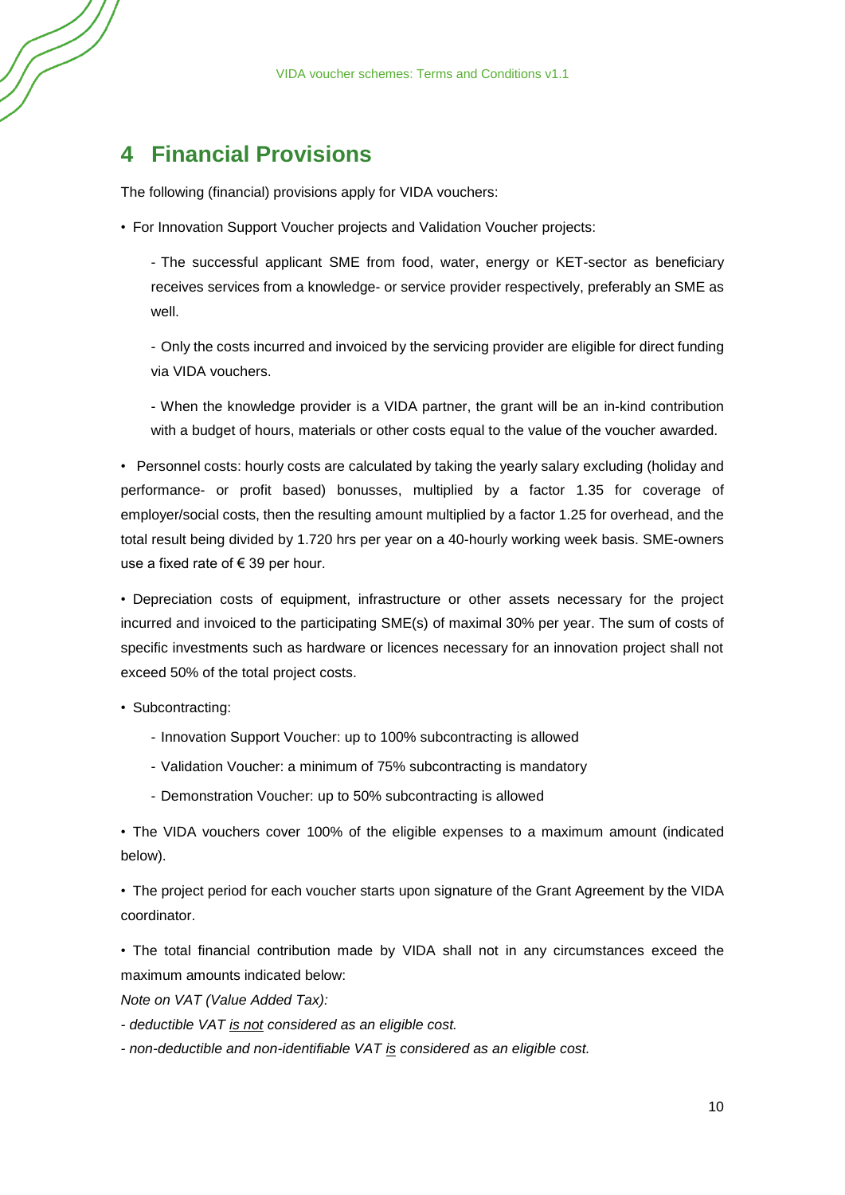# 4 Financial Provisions

The following (financial) provisions apply for VIDA vouchers:

• For Innovation Support Voucher projects and Validation Voucher projects:

- The successful applicant SME from food, water, energy or KET-sector as beneficiary receives services from a knowledge- or service provider respectively, preferably an SME as well.

- Only the costs incurred and invoiced by the servicing provider are eligible for direct funding via VIDA vouchers.

- When the knowledge provider is a VIDA partner, the grant will be an in-kind contribution with a budget of hours, materials or other costs equal to the value of the voucher awarded.

• Personnel costs: hourly costs are calculated by taking the yearly salary excluding (holiday and performance- or profit based) bonusses, multiplied by a factor 1.35 for coverage of employer/social costs, then the resulting amount multiplied by a factor 1.25 for overhead, and the total result being divided by 1.720 hrs per year on a 40-hourly working week basis. SME-owners use a fixed rate of € 39 per hour.

• Depreciation costs of equipment, infrastructure or other assets necessary for the project incurred and invoiced to the participating SME(s) of maximal 30% per year. The sum of costs of specific investments such as hardware or licences necessary for an innovation project shall not exceed 50% of the total project costs.

• Subcontracting:

- Innovation Support Voucher: up to 100% subcontracting is allowed
- Validation Voucher: a minimum of 75% subcontracting is mandatory
- Demonstration Voucher: up to 50% subcontracting is allowed

• The VIDA vouchers cover 100% of the eligible expenses to a maximum amount (indicated below).

• The project period for each voucher starts upon signature of the Grant Agreement by the VIDA coordinator.

• The total financial contribution made by VIDA shall not in any circumstances exceed the maximum amounts indicated below:

*Note on VAT (Value Added Tax):*

*- deductible VAT is not considered as an eligible cost.*

*- non-deductible and non-identifiable VAT is considered as an eligible cost.*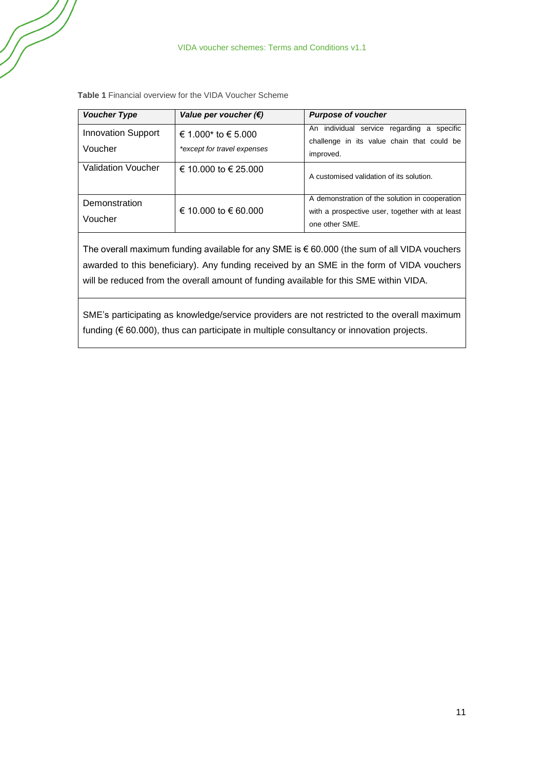**Table 1** Financial overview for the VIDA Voucher Scheme

| *Voucher Type* | *Value per voucher (€)* | *Purpose of voucher* |
|---|---|---|
| Innovation Support Voucher | € 1.000* to € 5.000<br>*\*except for travel expenses* | An individual service regarding a specific challenge in its value chain that could be improved. |
| Validation Voucher | € 10.000 to € 25.000 | A customised validation of its solution. |
| Demonstration Voucher | € 10.000 to € 60.000 | A demonstration of the solution in cooperation with a prospective user, together with at least one other SME. |

The overall maximum funding available for any SME is € 60.000 (the sum of all VIDA vouchers awarded to this beneficiary). Any funding received by an SME in the form of VIDA vouchers will be reduced from the overall amount of funding available for this SME within VIDA.

SME's participating as knowledge/service providers are not restricted to the overall maximum funding (€ 60.000), thus can participate in multiple consultancy or innovation projects.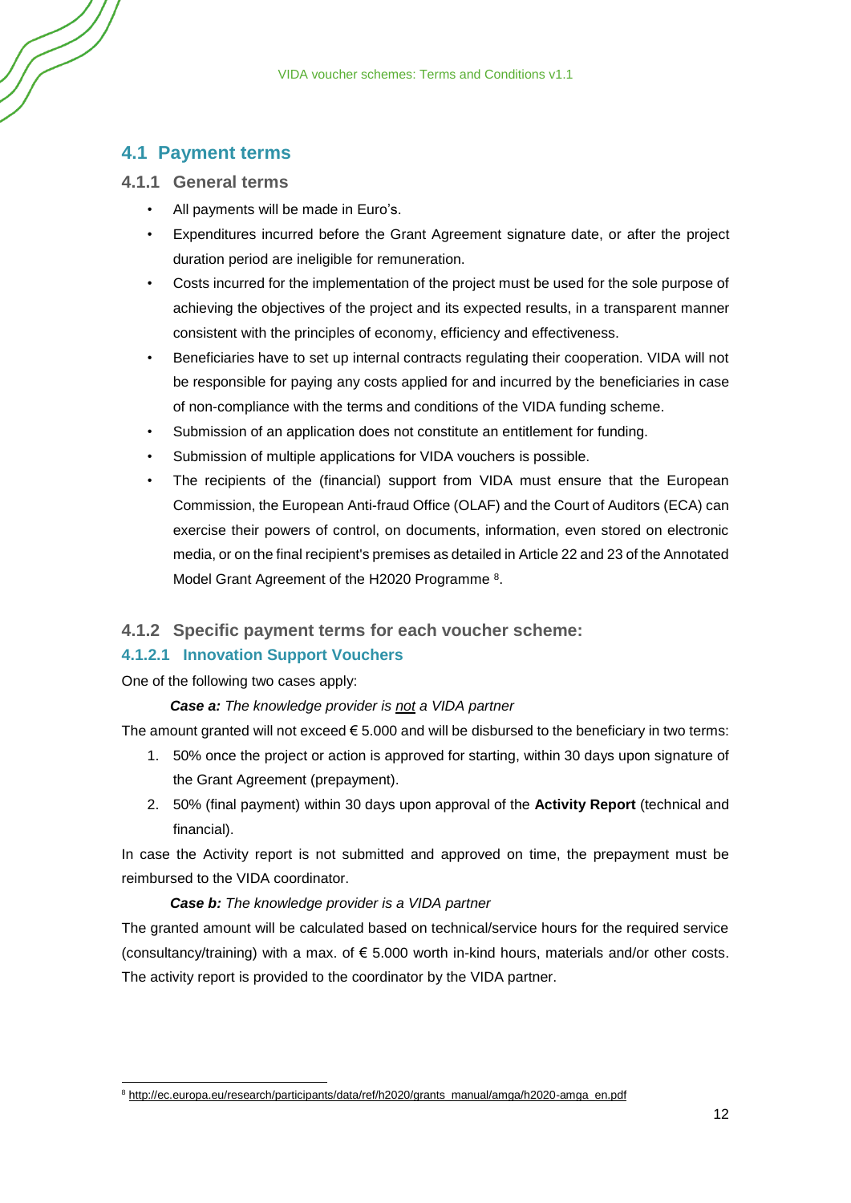## 4.1 Payment terms

### 4.1.1 General terms

- All payments will be made in Euro's.
- Expenditures incurred before the Grant Agreement signature date, or after the project duration period are ineligible for remuneration.
- Costs incurred for the implementation of the project must be used for the sole purpose of achieving the objectives of the project and its expected results, in a transparent manner consistent with the principles of economy, efficiency and effectiveness.
- Beneficiaries have to set up internal contracts regulating their cooperation. VIDA will not be responsible for paying any costs applied for and incurred by the beneficiaries in case of non-compliance with the terms and conditions of the VIDA funding scheme.
- Submission of an application does not constitute an entitlement for funding.
- Submission of multiple applications for VIDA vouchers is possible.
- The recipients of the (financial) support from VIDA must ensure that the European Commission, the European Anti-fraud Office (OLAF) and the Court of Auditors (ECA) can exercise their powers of control, on documents, information, even stored on electronic media, or on the final recipient's premises as detailed in Article 22 and 23 of the Annotated Model Grant Agreement of the H2020 Programme [8].

### 4.1.2 Specific payment terms for each voucher scheme:

#### 4.1.2.1 Innovation Support Vouchers

One of the following two cases apply:

***Case a:*** *The knowledge provider is not a VIDA partner*

The amount granted will not exceed € 5.000 and will be disbursed to the beneficiary in two terms:

1. 50% once the project or action is approved for starting, within 30 days upon signature of the Grant Agreement (prepayment).
2. 50% (final payment) within 30 days upon approval of the **Activity Report** (technical and financial).

In case the Activity report is not submitted and approved on time, the prepayment must be reimbursed to the VIDA coordinator.

***Case b:*** *The knowledge provider is a VIDA partner*

The granted amount will be calculated based on technical/service hours for the required service (consultancy/training) with a max. of € 5.000 worth in-kind hours, materials and/or other costs. The activity report is provided to the coordinator by the VIDA partner.

[8] http://ec.europa.eu/research/participants/data/ref/h2020/grants_manual/amga/h2020-amga_en.pdf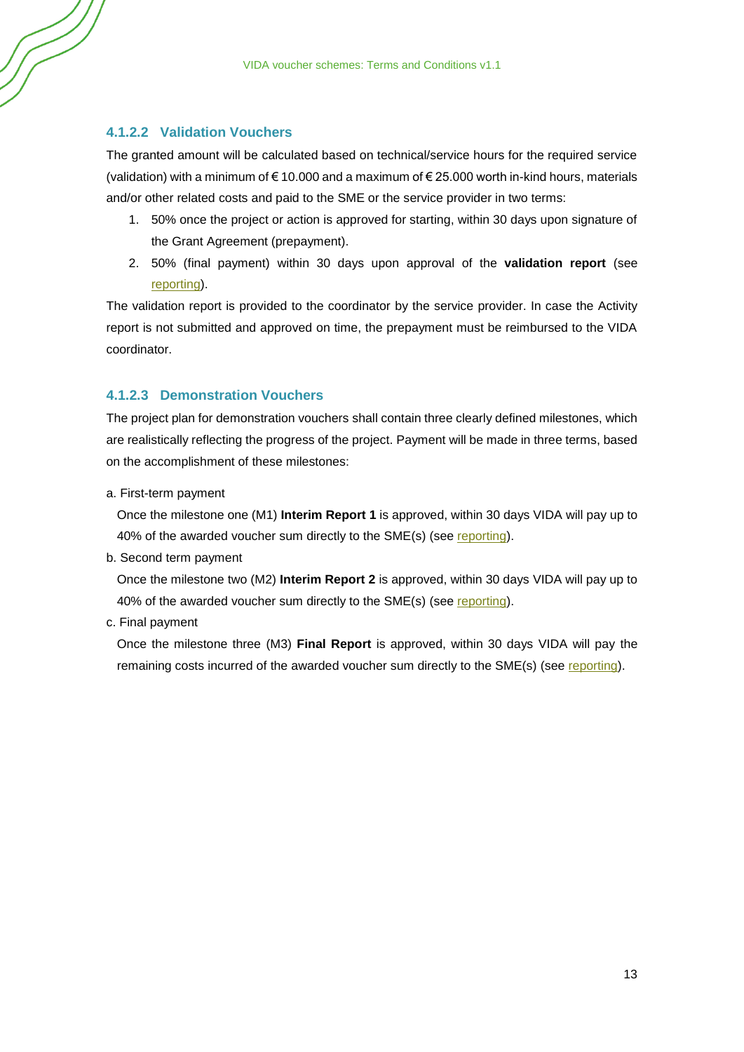#### 4.1.2.2 Validation Vouchers

The granted amount will be calculated based on technical/service hours for the required service (validation) with a minimum of € 10.000 and a maximum of € 25.000 worth in-kind hours, materials and/or other related costs and paid to the SME or the service provider in two terms:

1. 50% once the project or action is approved for starting, within 30 days upon signature of the Grant Agreement (prepayment).
2. 50% (final payment) within 30 days upon approval of the **validation report** (see reporting).

The validation report is provided to the coordinator by the service provider. In case the Activity report is not submitted and approved on time, the prepayment must be reimbursed to the VIDA coordinator.

#### 4.1.2.3 Demonstration Vouchers

The project plan for demonstration vouchers shall contain three clearly defined milestones, which are realistically reflecting the progress of the project. Payment will be made in three terms, based on the accomplishment of these milestones:

a. First-term payment

Once the milestone one (M1) **Interim Report 1** is approved, within 30 days VIDA will pay up to 40% of the awarded voucher sum directly to the SME(s) (see reporting).

b. Second term payment

Once the milestone two (M2) **Interim Report 2** is approved, within 30 days VIDA will pay up to 40% of the awarded voucher sum directly to the SME(s) (see reporting).

c. Final payment

Once the milestone three (M3) **Final Report** is approved, within 30 days VIDA will pay the remaining costs incurred of the awarded voucher sum directly to the SME(s) (see reporting).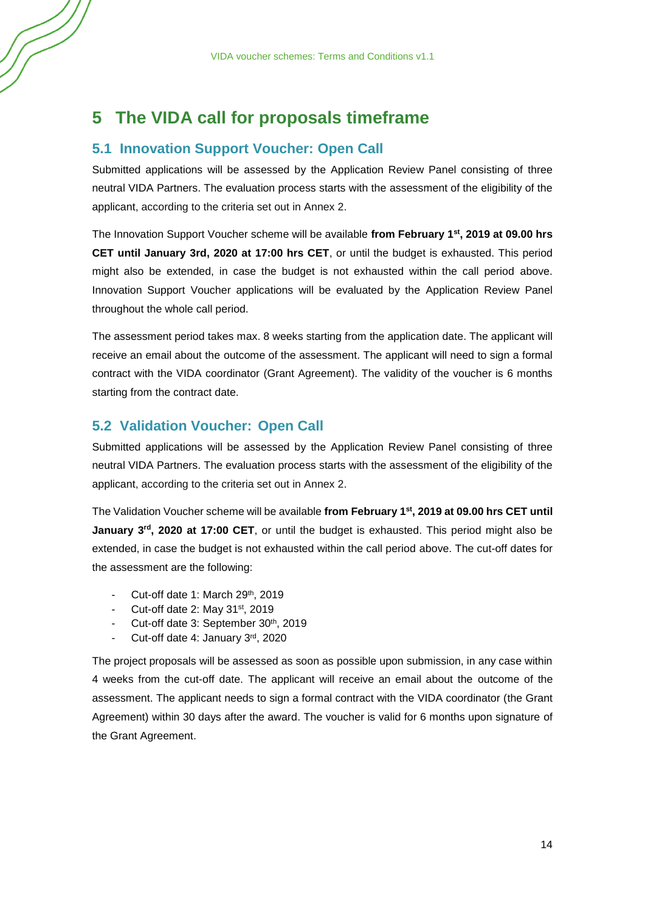# 5 The VIDA call for proposals timeframe

## 5.1 Innovation Support Voucher: Open Call

Submitted applications will be assessed by the Application Review Panel consisting of three neutral VIDA Partners. The evaluation process starts with the assessment of the eligibility of the applicant, according to the criteria set out in Annex 2.

The Innovation Support Voucher scheme will be available **from February 1st, 2019 at 09.00 hrs CET until January 3rd, 2020 at 17:00 hrs CET**, or until the budget is exhausted. This period might also be extended, in case the budget is not exhausted within the call period above. Innovation Support Voucher applications will be evaluated by the Application Review Panel throughout the whole call period.

The assessment period takes max. 8 weeks starting from the application date. The applicant will receive an email about the outcome of the assessment. The applicant will need to sign a formal contract with the VIDA coordinator (Grant Agreement). The validity of the voucher is 6 months starting from the contract date.

## 5.2 Validation Voucher: Open Call

Submitted applications will be assessed by the Application Review Panel consisting of three neutral VIDA Partners. The evaluation process starts with the assessment of the eligibility of the applicant, according to the criteria set out in Annex 2.

The Validation Voucher scheme will be available **from February 1st, 2019 at 09.00 hrs CET until January 3rd, 2020 at 17:00 CET**, or until the budget is exhausted. This period might also be extended, in case the budget is not exhausted within the call period above. The cut-off dates for the assessment are the following:

- Cut-off date 1: March 29th, 2019
- Cut-off date 2: May 31st, 2019
- Cut-off date 3: September 30th, 2019
- Cut-off date 4: January 3rd, 2020

The project proposals will be assessed as soon as possible upon submission, in any case within 4 weeks from the cut-off date. The applicant will receive an email about the outcome of the assessment. The applicant needs to sign a formal contract with the VIDA coordinator (the Grant Agreement) within 30 days after the award. The voucher is valid for 6 months upon signature of the Grant Agreement.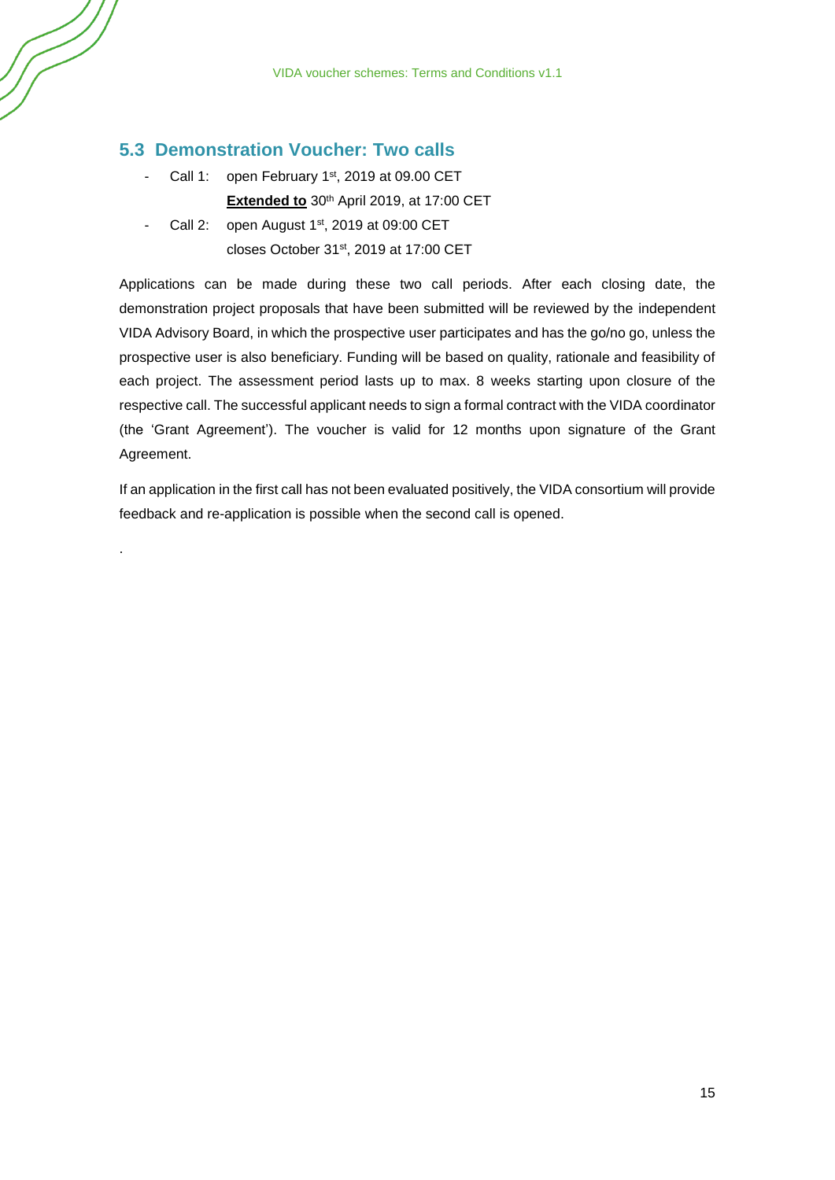## 5.3 Demonstration Voucher: Two calls

- Call 1: open February 1st, 2019 at 09.00 CET
  **Extended to** 30th April 2019, at 17:00 CET
- Call 2: open August 1st, 2019 at 09:00 CET
  closes October 31st, 2019 at 17:00 CET

Applications can be made during these two call periods. After each closing date, the demonstration project proposals that have been submitted will be reviewed by the independent VIDA Advisory Board, in which the prospective user participates and has the go/no go, unless the prospective user is also beneficiary. Funding will be based on quality, rationale and feasibility of each project. The assessment period lasts up to max. 8 weeks starting upon closure of the respective call. The successful applicant needs to sign a formal contract with the VIDA coordinator (the 'Grant Agreement'). The voucher is valid for 12 months upon signature of the Grant Agreement.

If an application in the first call has not been evaluated positively, the VIDA consortium will provide feedback and re-application is possible when the second call is opened.

.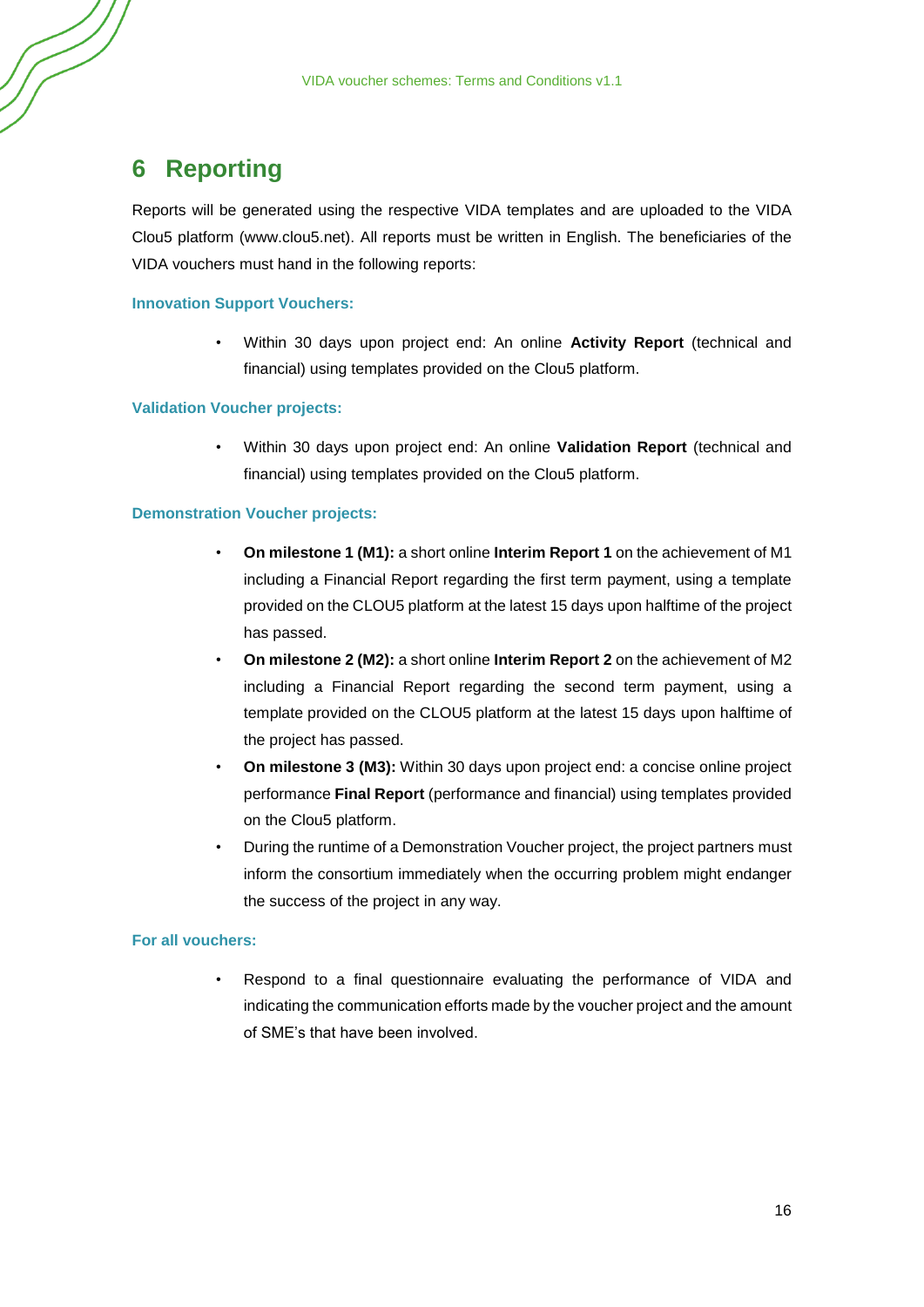# 6 Reporting

Reports will be generated using the respective VIDA templates and are uploaded to the VIDA Clou5 platform (www.clou5.net). All reports must be written in English. The beneficiaries of the VIDA vouchers must hand in the following reports:

### Innovation Support Vouchers:

- Within 30 days upon project end: An online **Activity Report** (technical and financial) using templates provided on the Clou5 platform.

### Validation Voucher projects:

- Within 30 days upon project end: An online **Validation Report** (technical and financial) using templates provided on the Clou5 platform.

### Demonstration Voucher projects:

- **On milestone 1 (M1):** a short online **Interim Report 1** on the achievement of M1 including a Financial Report regarding the first term payment, using a template provided on the CLOU5 platform at the latest 15 days upon halftime of the project has passed.
- **On milestone 2 (M2):** a short online **Interim Report 2** on the achievement of M2 including a Financial Report regarding the second term payment, using a template provided on the CLOU5 platform at the latest 15 days upon halftime of the project has passed.
- **On milestone 3 (M3):** Within 30 days upon project end: a concise online project performance **Final Report** (performance and financial) using templates provided on the Clou5 platform.
- During the runtime of a Demonstration Voucher project, the project partners must inform the consortium immediately when the occurring problem might endanger the success of the project in any way.

### For all vouchers:

- Respond to a final questionnaire evaluating the performance of VIDA and indicating the communication efforts made by the voucher project and the amount of SME's that have been involved.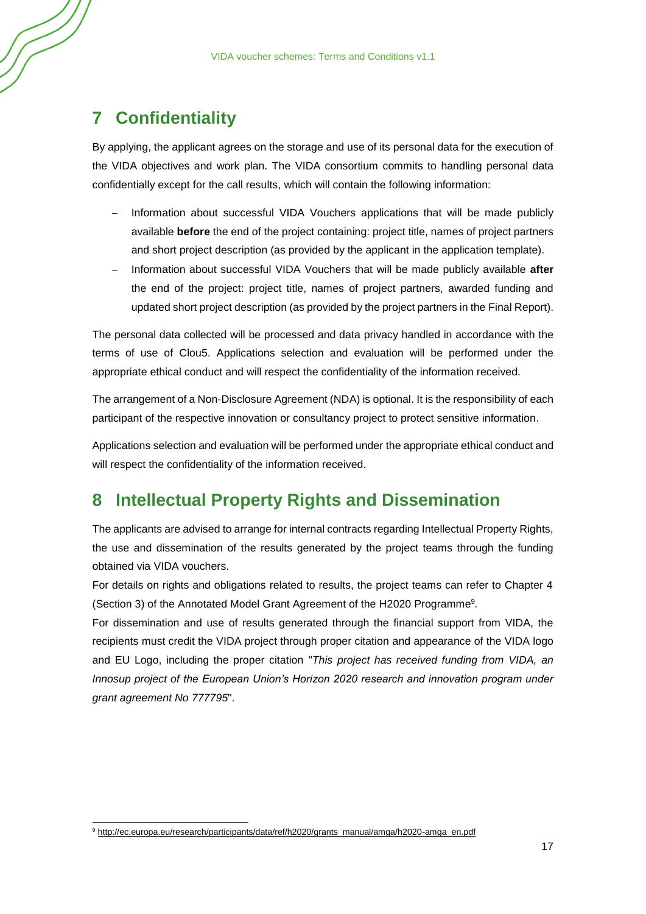## 7 Confidentiality

By applying, the applicant agrees on the storage and use of its personal data for the execution of the VIDA objectives and work plan. The VIDA consortium commits to handling personal data confidentially except for the call results, which will contain the following information:

- Information about successful VIDA Vouchers applications that will be made publicly available **before** the end of the project containing: project title, names of project partners and short project description (as provided by the applicant in the application template).
- Information about successful VIDA Vouchers that will be made publicly available **after** the end of the project: project title, names of project partners, awarded funding and updated short project description (as provided by the project partners in the Final Report).

The personal data collected will be processed and data privacy handled in accordance with the terms of use of Clou5. Applications selection and evaluation will be performed under the appropriate ethical conduct and will respect the confidentiality of the information received.

The arrangement of a Non-Disclosure Agreement (NDA) is optional. It is the responsibility of each participant of the respective innovation or consultancy project to protect sensitive information.

Applications selection and evaluation will be performed under the appropriate ethical conduct and will respect the confidentiality of the information received.

## 8 Intellectual Property Rights and Dissemination

The applicants are advised to arrange for internal contracts regarding Intellectual Property Rights, the use and dissemination of the results generated by the project teams through the funding obtained via VIDA vouchers.

For details on rights and obligations related to results, the project teams can refer to Chapter 4 (Section 3) of the Annotated Model Grant Agreement of the H2020 Programme[9].

For dissemination and use of results generated through the financial support from VIDA, the recipients must credit the VIDA project through proper citation and appearance of the VIDA logo and EU Logo, including the proper citation "*This project has received funding from VIDA, an Innosup project of the European Union's Horizon 2020 research and innovation program under grant agreement No 777795*".

[9] http://ec.europa.eu/research/participants/data/ref/h2020/grants_manual/amga/h2020-amga_en.pdf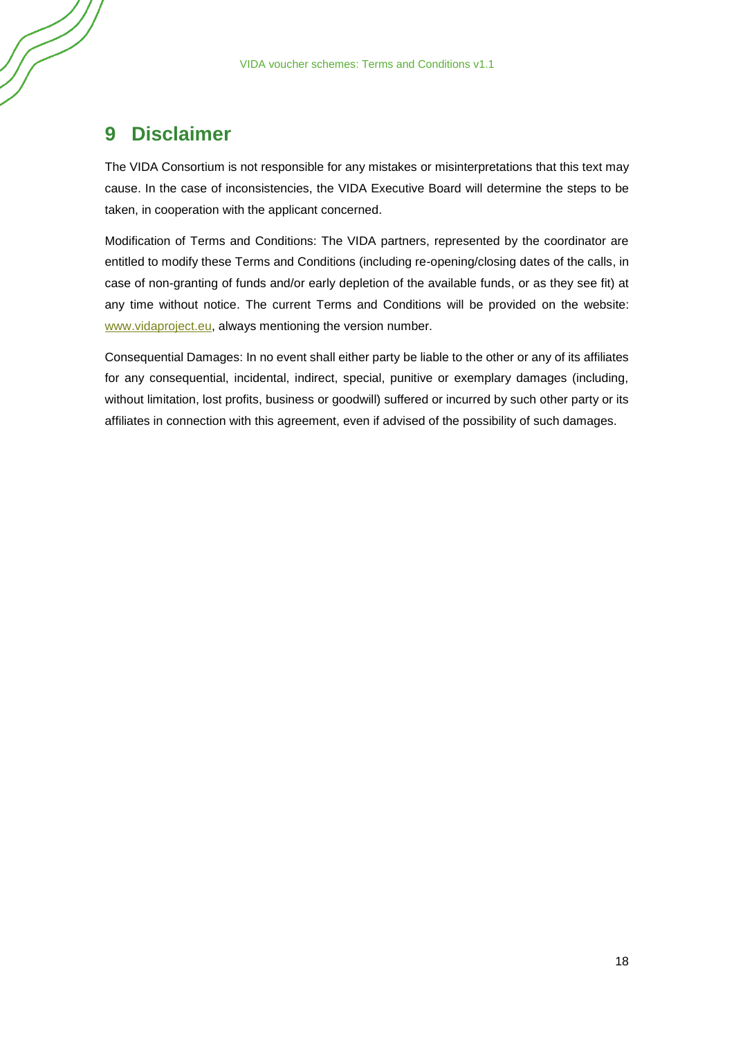# 9 Disclaimer

The VIDA Consortium is not responsible for any mistakes or misinterpretations that this text may cause. In the case of inconsistencies, the VIDA Executive Board will determine the steps to be taken, in cooperation with the applicant concerned.

Modification of Terms and Conditions: The VIDA partners, represented by the coordinator are entitled to modify these Terms and Conditions (including re-opening/closing dates of the calls, in case of non-granting of funds and/or early depletion of the available funds, or as they see fit) at any time without notice. The current Terms and Conditions will be provided on the website: [www.vidaproject.eu](http://www.vidaproject.eu), always mentioning the version number.

Consequential Damages: In no event shall either party be liable to the other or any of its affiliates for any consequential, incidental, indirect, special, punitive or exemplary damages (including, without limitation, lost profits, business or goodwill) suffered or incurred by such other party or its affiliates in connection with this agreement, even if advised of the possibility of such damages.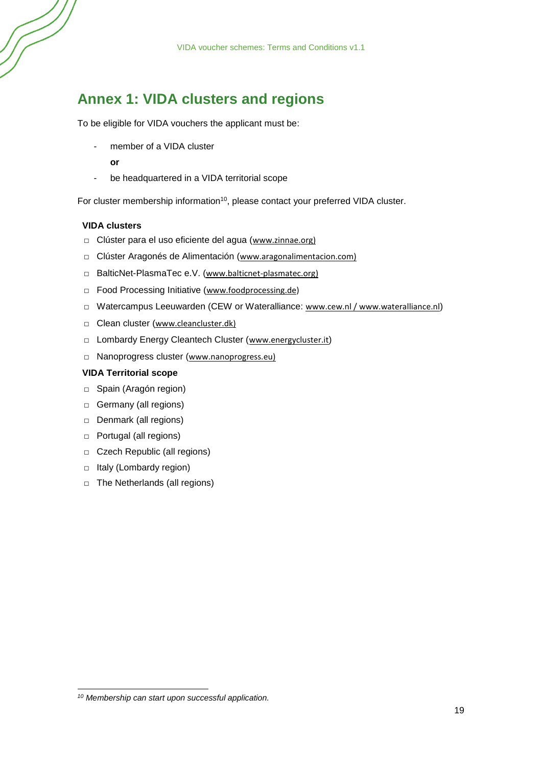## Annex 1: VIDA clusters and regions

To be eligible for VIDA vouchers the applicant must be:

- member of a VIDA cluster

  **or**

- be headquartered in a VIDA territorial scope

For cluster membership information[10], please contact your preferred VIDA cluster.

**VIDA clusters**

- ▫ Clúster para el uso eficiente del agua (www.zinnae.org)
- ▫ Clúster Aragonés de Alimentación (www.aragonalimentacion.com)
- ▫ BalticNet-PlasmaTec e.V. (www.balticnet-plasmatec.org)
- ▫ Food Processing Initiative (www.foodprocessing.de)
- ▫ Watercampus Leeuwarden (CEW or Wateralliance: www.cew.nl / www.wateralliance.nl)
- ▫ Clean cluster (www.cleancluster.dk)
- ▫ Lombardy Energy Cleantech Cluster (www.energycluster.it)
- ▫ Nanoprogress cluster (www.nanoprogress.eu)

**VIDA Territorial scope**

- ▫ Spain (Aragón region)
- ▫ Germany (all regions)
- ▫ Denmark (all regions)
- ▫ Portugal (all regions)
- ▫ Czech Republic (all regions)
- ▫ Italy (Lombardy region)
- ▫ The Netherlands (all regions)

[10] *Membership can start upon successful application.*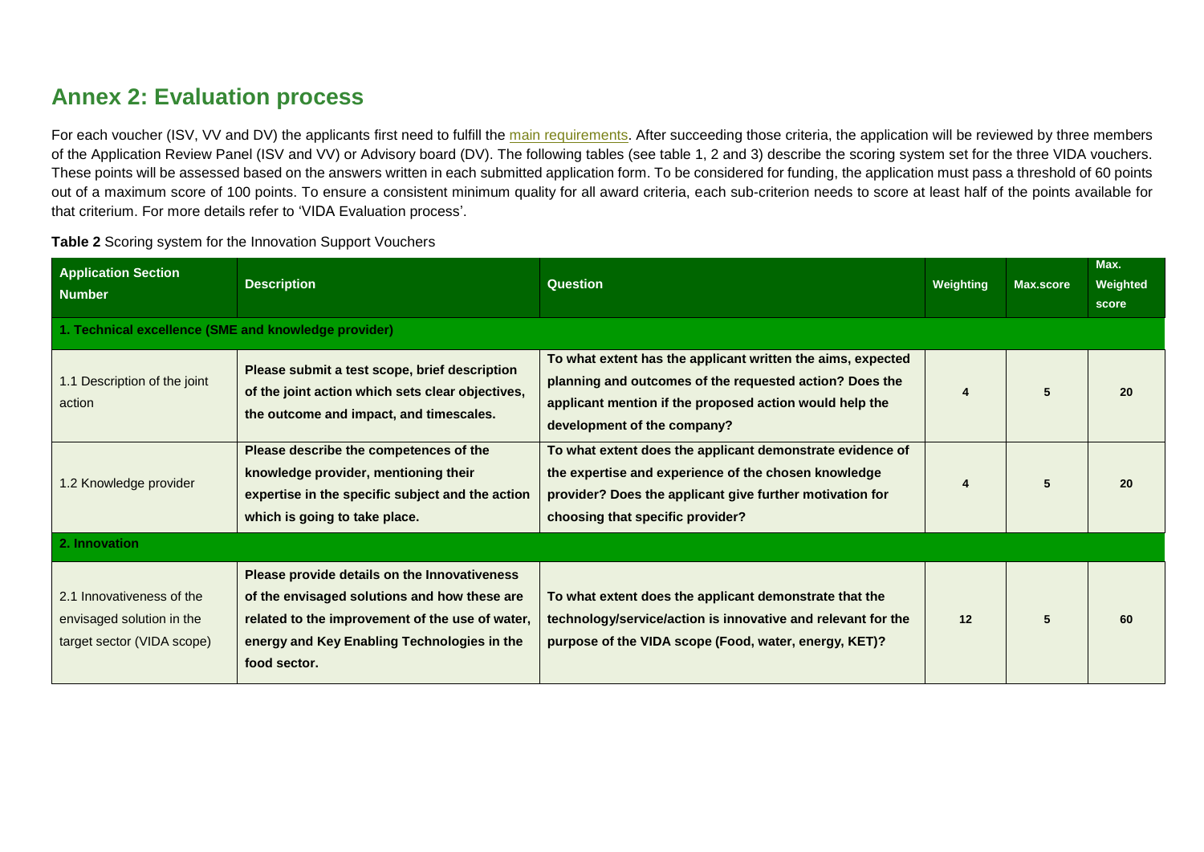## Annex 2: Evaluation process

For each voucher (ISV, VV and DV) the applicants first need to fulfill the main requirements. After succeeding those criteria, the application will be reviewed by three members of the Application Review Panel (ISV and VV) or Advisory board (DV). The following tables (see table 1, 2 and 3) describe the scoring system set for the three VIDA vouchers. These points will be assessed based on the answers written in each submitted application form. To be considered for funding, the application must pass a threshold of 60 points out of a maximum score of 100 points. To ensure a consistent minimum quality for all award criteria, each sub-criterion needs to score at least half of the points available for that criterium. For more details refer to 'VIDA Evaluation process'.

**Table 2** Scoring system for the Innovation Support Vouchers

| Application Section Number | Description | Question | Weighting | Max.score | Max. Weighted score |
|---|---|---|---|---|---|
| **1. Technical excellence (SME and knowledge provider)** | | | | | |
| 1.1 Description of the joint action | **Please submit a test scope, brief description of the joint action which sets clear objectives, the outcome and impact, and timescales.** | **To what extent has the applicant written the aims, expected planning and outcomes of the requested action? Does the applicant mention if the proposed action would help the development of the company?** | **4** | **5** | **20** |
| 1.2 Knowledge provider | **Please describe the competences of the knowledge provider, mentioning their expertise in the specific subject and the action which is going to take place.** | **To what extent does the applicant demonstrate evidence of the expertise and experience of the chosen knowledge provider? Does the applicant give further motivation for choosing that specific provider?** | **4** | **5** | **20** |
| **2. Innovation** | | | | | |
| 2.1 Innovativeness of the envisaged solution in the target sector (VIDA scope) | **Please provide details on the Innovativeness of the envisaged solutions and how these are related to the improvement of the use of water, energy and Key Enabling Technologies in the food sector.** | **To what extent does the applicant demonstrate that the technology/service/action is innovative and relevant for the purpose of the VIDA scope (Food, water, energy, KET)?** | **12** | **5** | **60** |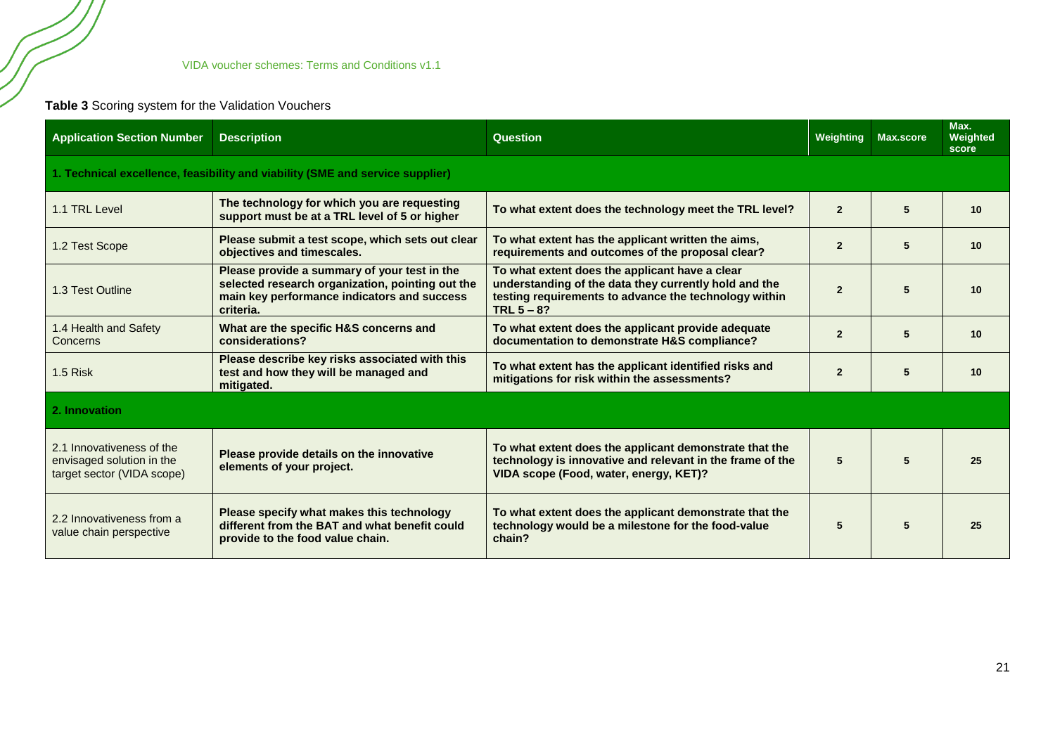**Table 3** Scoring system for the Validation Vouchers

| Application Section Number | Description | Question | Weighting | Max.score | Max. Weighted score |
|---|---|---|---|---|---|
| **1. Technical excellence, feasibility and viability (SME and service supplier)** | | | | | |
| 1.1 TRL Level | **The technology for which you are requesting support must be at a TRL level of 5 or higher** | **To what extent does the technology meet the TRL level?** | **2** | **5** | **10** |
| 1.2 Test Scope | **Please submit a test scope, which sets out clear objectives and timescales.** | **To what extent has the applicant written the aims, requirements and outcomes of the proposal clear?** | **2** | **5** | **10** |
| 1.3 Test Outline | **Please provide a summary of your test in the selected research organization, pointing out the main key performance indicators and success criteria.** | **To what extent does the applicant have a clear understanding of the data they currently hold and the testing requirements to advance the technology within TRL 5 – 8?** | **2** | **5** | **10** |
| 1.4 Health and Safety Concerns | **What are the specific H&S concerns and considerations?** | **To what extent does the applicant provide adequate documentation to demonstrate H&S compliance?** | **2** | **5** | **10** |
| 1.5 Risk | **Please describe key risks associated with this test and how they will be managed and mitigated.** | **To what extent has the applicant identified risks and mitigations for risk within the assessments?** | **2** | **5** | **10** |
| **2. Innovation** | | | | | |
| 2.1 Innovativeness of the envisaged solution in the target sector (VIDA scope) | **Please provide details on the innovative elements of your project.** | **To what extent does the applicant demonstrate that the technology is innovative and relevant in the frame of the VIDA scope (Food, water, energy, KET)?** | **5** | **5** | **25** |
| 2.2 Innovativeness from a value chain perspective | **Please specify what makes this technology different from the BAT and what benefit could provide to the food value chain.** | **To what extent does the applicant demonstrate that the technology would be a milestone for the food-value chain?** | **5** | **5** | **25** |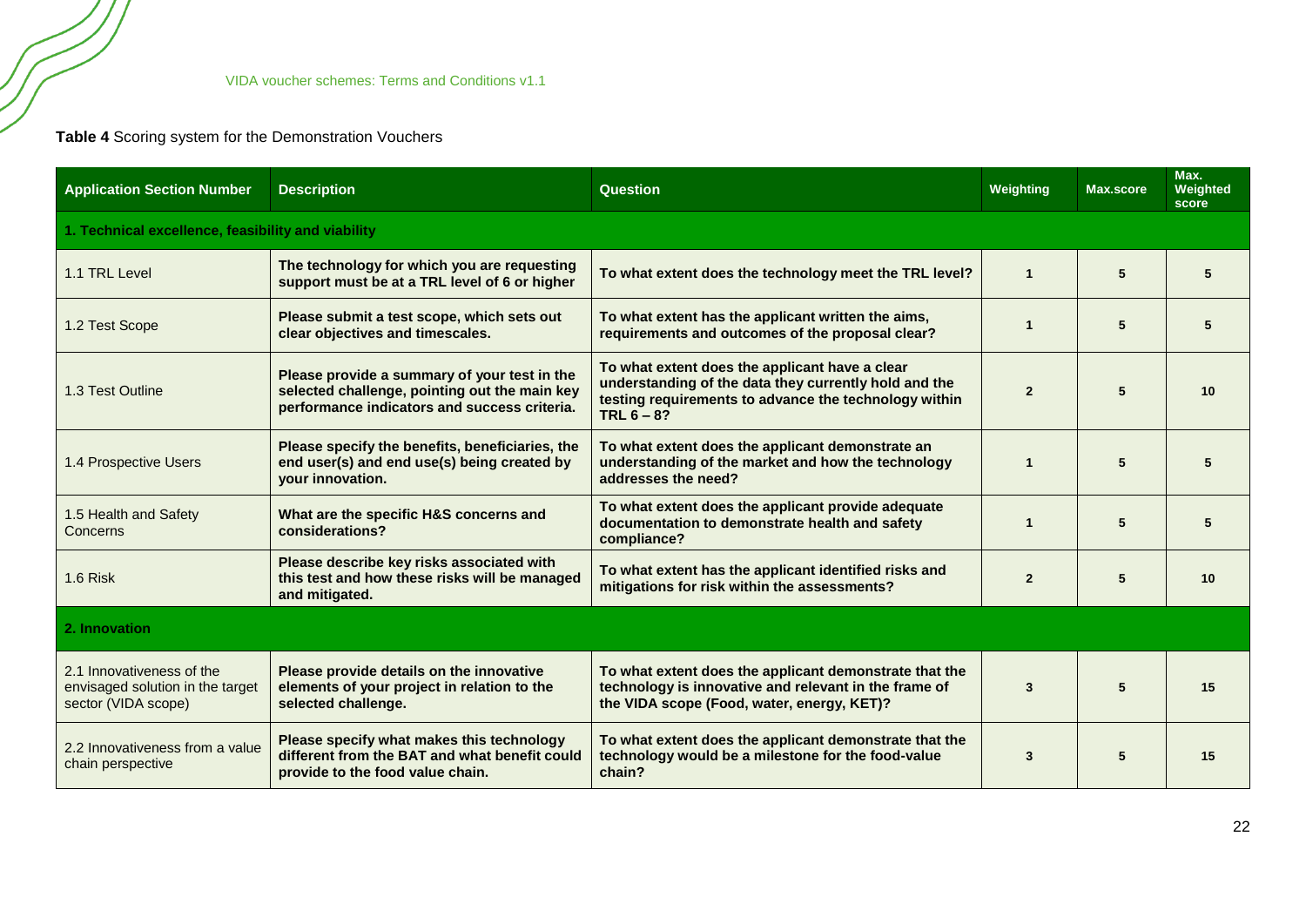**Table 4** Scoring system for the Demonstration Vouchers

| Application Section Number | Description | Question | Weighting | Max.score | Max. Weighted score |
|---|---|---|---|---|---|
| **1. Technical excellence, feasibility and viability** | | | | | |
| 1.1 TRL Level | **The technology for which you are requesting support must be at a TRL level of 6 or higher** | **To what extent does the technology meet the TRL level?** | **1** | **5** | **5** |
| 1.2 Test Scope | **Please submit a test scope, which sets out clear objectives and timescales.** | **To what extent has the applicant written the aims, requirements and outcomes of the proposal clear?** | **1** | **5** | **5** |
| 1.3 Test Outline | **Please provide a summary of your test in the selected challenge, pointing out the main key performance indicators and success criteria.** | **To what extent does the applicant have a clear understanding of the data they currently hold and the testing requirements to advance the technology within TRL 6 – 8?** | **2** | **5** | **10** |
| 1.4 Prospective Users | **Please specify the benefits, beneficiaries, the end user(s) and end use(s) being created by your innovation.** | **To what extent does the applicant demonstrate an understanding of the market and how the technology addresses the need?** | **1** | **5** | **5** |
| 1.5 Health and Safety Concerns | **What are the specific H&S concerns and considerations?** | **To what extent does the applicant provide adequate documentation to demonstrate health and safety compliance?** | **1** | **5** | **5** |
| 1.6 Risk | **Please describe key risks associated with this test and how these risks will be managed and mitigated.** | **To what extent has the applicant identified risks and mitigations for risk within the assessments?** | **2** | **5** | **10** |
| **2. Innovation** | | | | | |
| 2.1 Innovativeness of the envisaged solution in the target sector (VIDA scope) | **Please provide details on the innovative elements of your project in relation to the selected challenge.** | **To what extent does the applicant demonstrate that the technology is innovative and relevant in the frame of the VIDA scope (Food, water, energy, KET)?** | **3** | **5** | **15** |
| 2.2 Innovativeness from a value chain perspective | **Please specify what makes this technology different from the BAT and what benefit could provide to the food value chain.** | **To what extent does the applicant demonstrate that the technology would be a milestone for the food-value chain?** | **3** | **5** | **15** |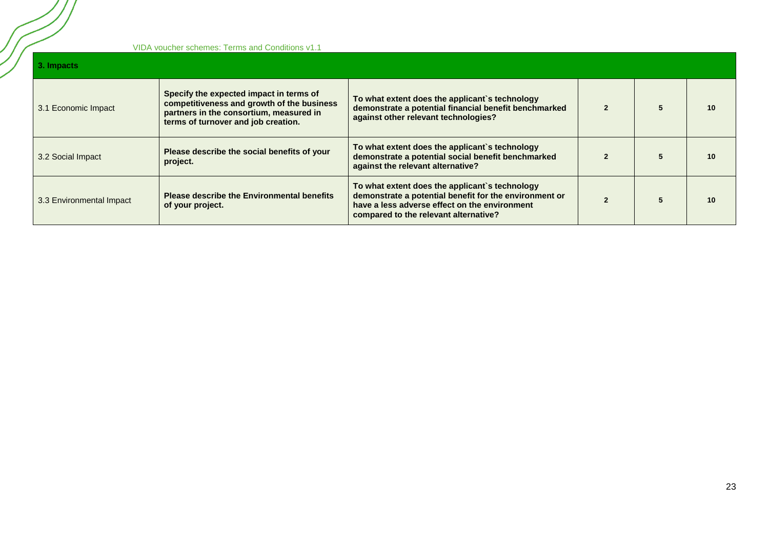| 3. Impacts | | | | | |
|---|---|---|---|---|---|
| 3.1 Economic Impact | **Specify the expected impact in terms of competitiveness and growth of the business partners in the consortium, measured in terms of turnover and job creation.** | **To what extent does the applicant`s technology demonstrate a potential financial benefit benchmarked against other relevant technologies?** | **2** | **5** | **10** |
| 3.2 Social Impact | **Please describe the social benefits of your project.** | **To what extent does the applicant`s technology demonstrate a potential social benefit benchmarked against the relevant alternative?** | **2** | **5** | **10** |
| 3.3 Environmental Impact | **Please describe the Environmental benefits of your project.** | **To what extent does the applicant`s technology demonstrate a potential benefit for the environment or have a less adverse effect on the environment compared to the relevant alternative?** | **2** | **5** | **10** |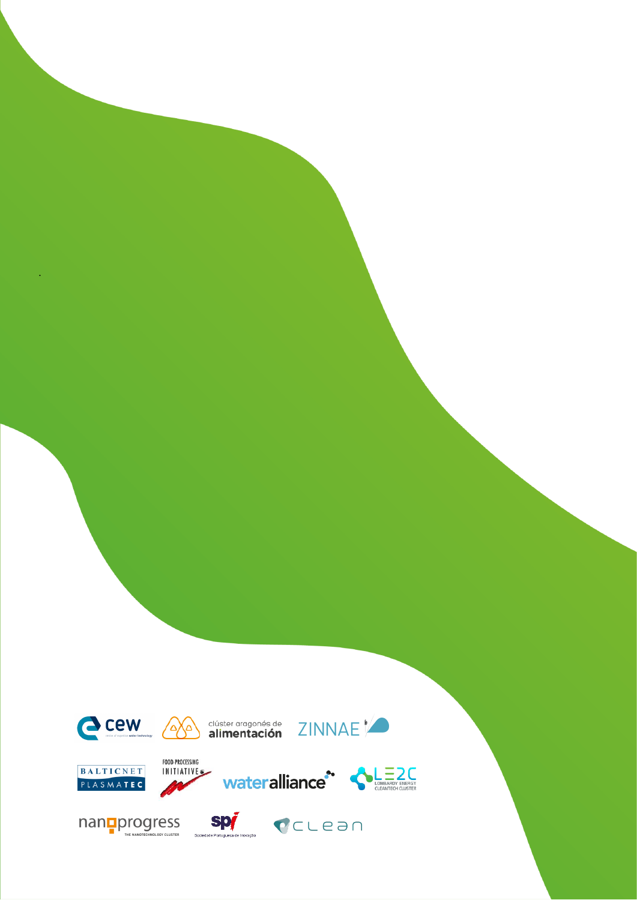cew centre of expertise water technology

clúster aragonés de alimentación

ZINNAE

BALTICNET PLASMATEC

FOOD-PROCESSING INITIATIVE

wateralliance

L E 2 C LOMBARDY ENERGY CLEANTECH CLUSTER

nanoprogress THE NANOTECHNOLOGY CLUSTER

spi Sociedade Portuguesa de Inovação

CLEAN